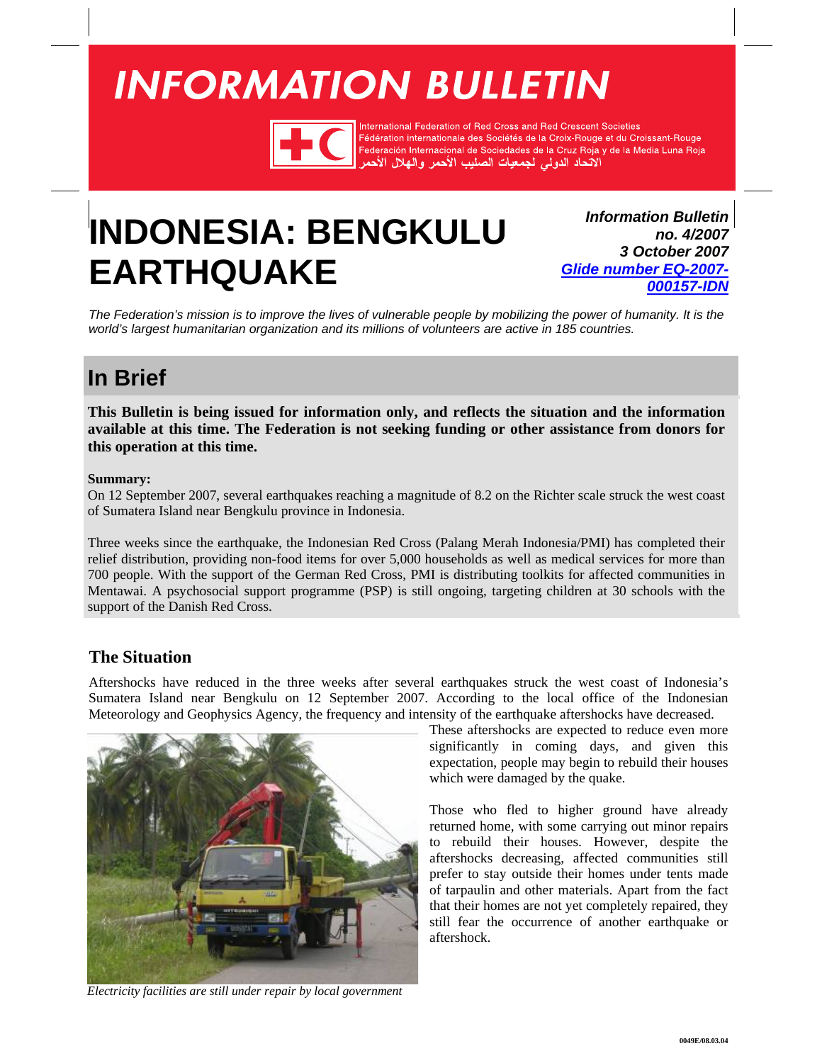# INFORMATION BULLETIN

International Federation of Red Cross and Red Crescent Societies
Fédération internationale des Sociétés de la Croix-Rouge et du Croissant-Rouge
Federación Internacional de Sociedades de la Cruz Roja y de la Media Luna Roja
الاتحاد الدولي لجمعيات الصليب الأحمر والهلال الأحمر

# INDONESIA: BENGKULU EARTHQUAKE

***Information Bulletin no. 4/2007***
***3 October 2007***
***Glide number EQ-2007-000157-IDN***

*The Federation's mission is to improve the lives of vulnerable people by mobilizing the power of humanity. It is the world's largest humanitarian organization and its millions of volunteers are active in 185 countries.*

## In Brief

**This Bulletin is being issued for information only, and reflects the situation and the information available at this time. The Federation is not seeking funding or other assistance from donors for this operation at this time.**

**Summary:**
On 12 September 2007, several earthquakes reaching a magnitude of 8.2 on the Richter scale struck the west coast of Sumatera Island near Bengkulu province in Indonesia.

Three weeks since the earthquake, the Indonesian Red Cross (Palang Merah Indonesia/PMI) has completed their relief distribution, providing non-food items for over 5,000 households as well as medical services for more than 700 people. With the support of the German Red Cross, PMI is distributing toolkits for affected communities in Mentawai. A psychosocial support programme (PSP) is still ongoing, targeting children at 30 schools with the support of the Danish Red Cross.

### The Situation

Aftershocks have reduced in the three weeks after several earthquakes struck the west coast of Indonesia's Sumatera Island near Bengkulu on 12 September 2007. According to the local office of the Indonesian Meteorology and Geophysics Agency, the frequency and intensity of the earthquake aftershocks have decreased. These aftershocks are expected to reduce even more significantly in coming days, and given this expectation, people may begin to rebuild their houses which were damaged by the quake.

*Electricity facilities are still under repair by local government*

Those who fled to higher ground have already returned home, with some carrying out minor repairs to rebuild their houses. However, despite the aftershocks decreasing, affected communities still prefer to stay outside their homes under tents made of tarpaulin and other materials. Apart from the fact that their homes are not yet completely repaired, they still fear the occurrence of another earthquake or aftershock.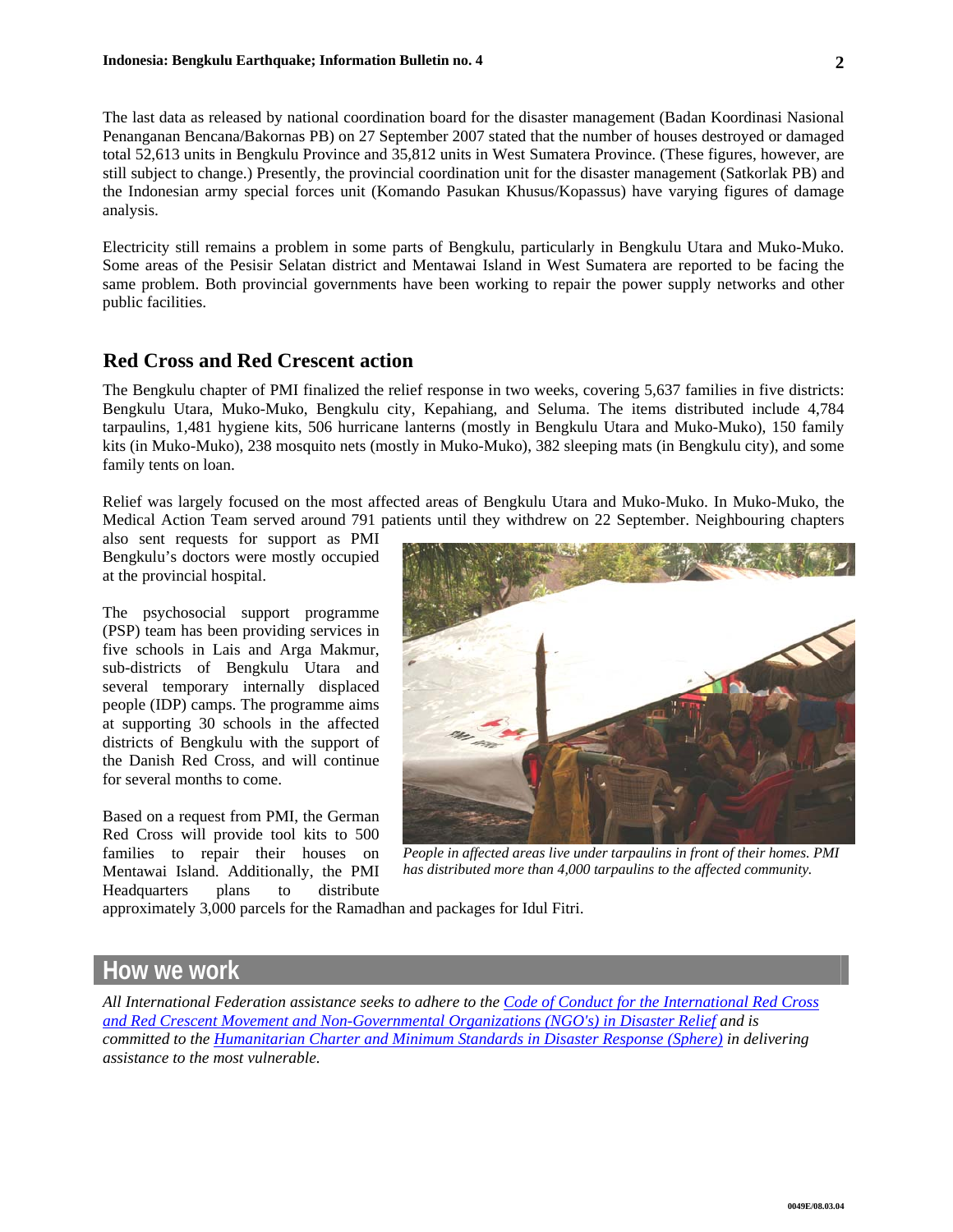The last data as released by national coordination board for the disaster management (Badan Koordinasi Nasional Penanganan Bencana/Bakornas PB) on 27 September 2007 stated that the number of houses destroyed or damaged total 52,613 units in Bengkulu Province and 35,812 units in West Sumatera Province. (These figures, however, are still subject to change.) Presently, the provincial coordination unit for the disaster management (Satkorlak PB) and the Indonesian army special forces unit (Komando Pasukan Khusus/Kopassus) have varying figures of damage analysis.

Electricity still remains a problem in some parts of Bengkulu, particularly in Bengkulu Utara and Muko-Muko. Some areas of the Pesisir Selatan district and Mentawai Island in West Sumatera are reported to be facing the same problem. Both provincial governments have been working to repair the power supply networks and other public facilities.

## Red Cross and Red Crescent action

The Bengkulu chapter of PMI finalized the relief response in two weeks, covering 5,637 families in five districts: Bengkulu Utara, Muko-Muko, Bengkulu city, Kepahiang, and Seluma. The items distributed include 4,784 tarpaulins, 1,481 hygiene kits, 506 hurricane lanterns (mostly in Bengkulu Utara and Muko-Muko), 150 family kits (in Muko-Muko), 238 mosquito nets (mostly in Muko-Muko), 382 sleeping mats (in Bengkulu city), and some family tents on loan.

Relief was largely focused on the most affected areas of Bengkulu Utara and Muko-Muko. In Muko-Muko, the Medical Action Team served around 791 patients until they withdrew on 22 September. Neighbouring chapters also sent requests for support as PMI Bengkulu's doctors were mostly occupied at the provincial hospital.

The psychosocial support programme (PSP) team has been providing services in five schools in Lais and Arga Makmur, sub-districts of Bengkulu Utara and several temporary internally displaced people (IDP) camps. The programme aims at supporting 30 schools in the affected districts of Bengkulu with the support of the Danish Red Cross, and will continue for several months to come.

Based on a request from PMI, the German Red Cross will provide tool kits to 500 families to repair their houses on Mentawai Island. Additionally, the PMI Headquarters plans to distribute approximately 3,000 parcels for the Ramadhan and packages for Idul Fitri.

*People in affected areas live under tarpaulins in front of their homes. PMI has distributed more than 4,000 tarpaulins to the affected community.*

## How we work

*All International Federation assistance seeks to adhere to the Code of Conduct for the International Red Cross and Red Crescent Movement and Non-Governmental Organizations (NGO's) in Disaster Relief and is committed to the Humanitarian Charter and Minimum Standards in Disaster Response (Sphere) in delivering assistance to the most vulnerable.*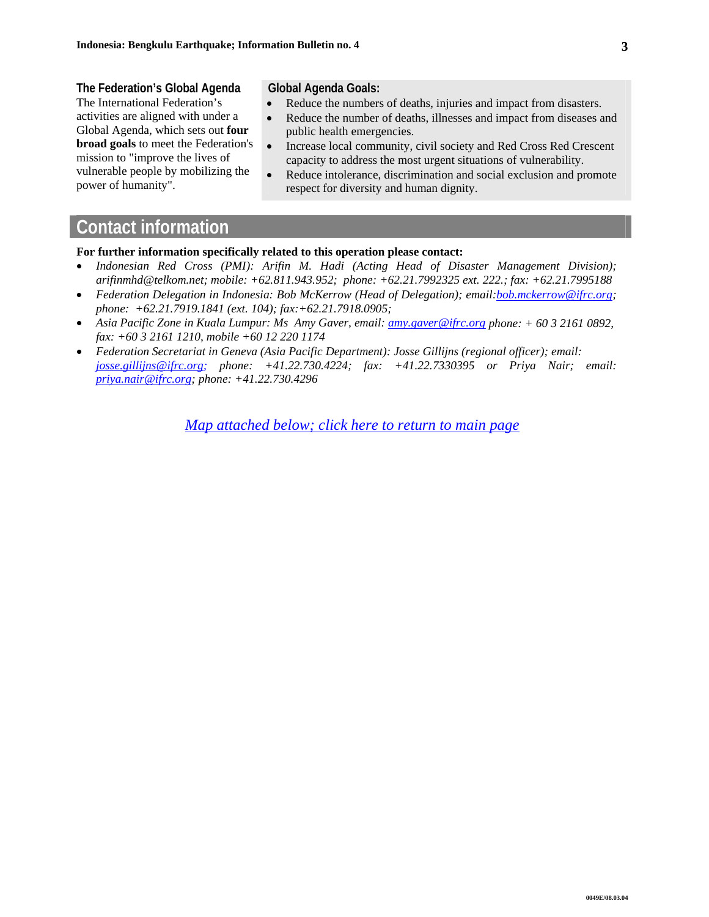**The Federation's Global Agenda**

The International Federation's activities are aligned with under a Global Agenda, which sets out **four broad goals** to meet the Federation's mission to "improve the lives of vulnerable people by mobilizing the power of humanity".

**Global Agenda Goals:**

- Reduce the numbers of deaths, injuries and impact from disasters.
- Reduce the number of deaths, illnesses and impact from diseases and public health emergencies.
- Increase local community, civil society and Red Cross Red Crescent capacity to address the most urgent situations of vulnerability.
- Reduce intolerance, discrimination and social exclusion and promote respect for diversity and human dignity.

## Contact information

**For further information specifically related to this operation please contact:**

- *Indonesian Red Cross (PMI): Arifin M. Hadi (Acting Head of Disaster Management Division); arifinmhd@telkom.net; mobile: +62.811.943.952; phone: +62.21.7992325 ext. 222.; fax: +62.21.7995188*
- *Federation Delegation in Indonesia: Bob McKerrow (Head of Delegation); email:bob.mckerrow@ifrc.org; phone: +62.21.7919.1841 (ext. 104); fax:+62.21.7918.0905;*
- *Asia Pacific Zone in Kuala Lumpur: Ms Amy Gaver, email: amy.gaver@ifrc.org phone: + 60 3 2161 0892, fax: +60 3 2161 1210, mobile +60 12 220 1174*
- *Federation Secretariat in Geneva (Asia Pacific Department): Josse Gillijns (regional officer); email: josse.gillijns@ifrc.org; phone: +41.22.730.4224; fax: +41.22.7330395 or Priya Nair; email: priya.nair@ifrc.org; phone: +41.22.730.4296*

*Map attached below; click here to return to main page*

0049E/08.03.04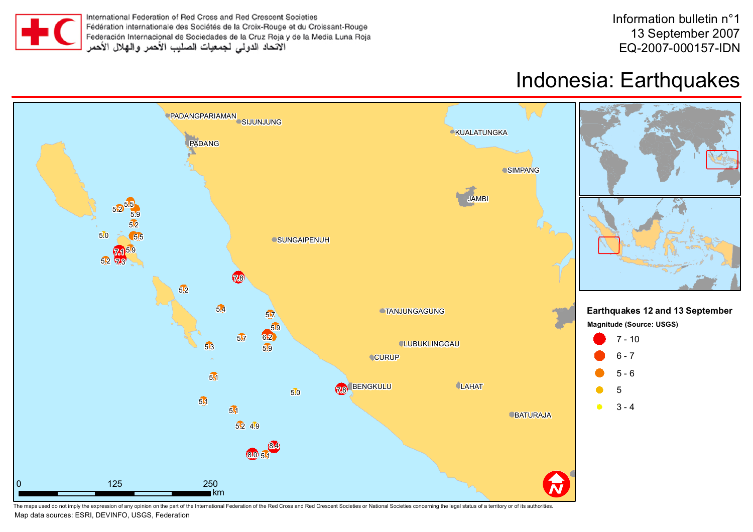International Federation of Red Cross and Red Crescent Societies
Fédération internationale des Sociétés de la Croix-Rouge et du Croissant-Rouge
Federación Internacional de Sociedades de la Cruz Roja y de la Media Luna Roja
الاتحاد الدولي لجمعيات الصليب الأحمر والهلال الأحمر

Information bulletin n°1
13 September 2007
EQ-2007-000157-IDN

# Indonesia: Earthquakes

PADANGPARIAMAN
SIJUNJUNG
PADANG
KUALATUNGKA
SIMPANG
JAMBI
SUNGAIPENUH
TANJUNGAGUNG
LUBUKLINGGAU
CURUP
BENGKULU
LAHAT
BATURAJA

5.5
5.2
5.9
5.2
5.0
5.5
7.1
5.9
5.2
7.3
7.8
5.2
5.4
5.7
5.9
5.7
6.2
5.3
5.9
5.1
7.8
5.0
5.1
5.1
5.2
4.9
8.4
8.0
5.1

0
125
250
km

**Earthquakes 12 and 13 September**

**Magnitude (Source: USGS)**

7 - 10
6 - 7
5 - 6
5
3 - 4

The maps used do not imply the expression of any opinion on the part of the International Federation of the Red Cross and Red Crescent Societies or National Societies concerning the legal status of a territory or of its authorities.

Map data sources: ESRI, DEVINFO, USGS, Federation